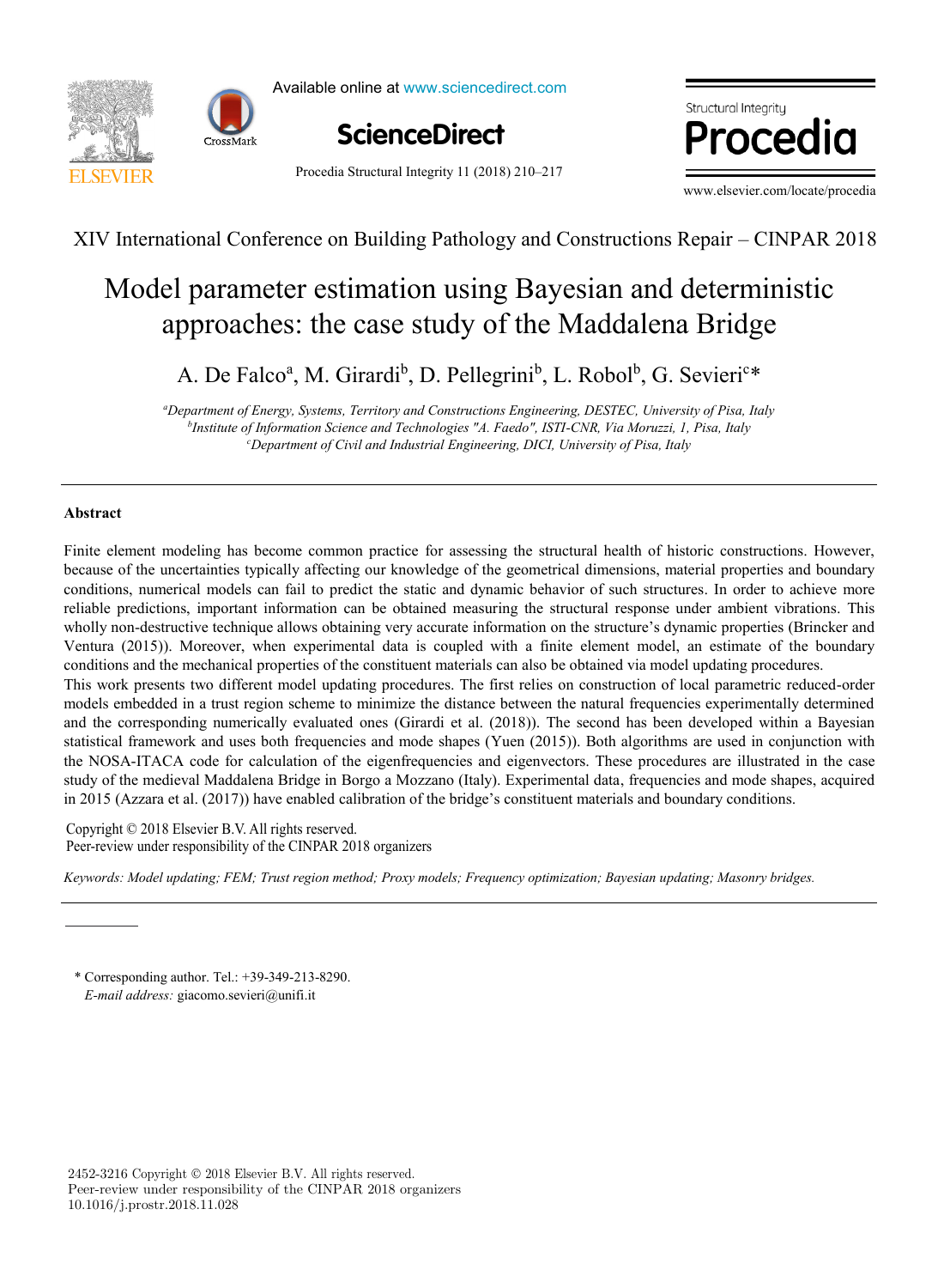XIV International Conference on Building Pathology and Constructions Repair – CINPAR 2018

# Model parameter estimation using Bayesian and deterministic approaches: the case study of the Maddalena Bridge

A. De Falco[a], M. Girardi[b], D. Pellegrini[b], L. Robol[b], G. Sevieri[c]*

[a] Department of Energy, Systems, Territory and Constructions Engineering, DESTEC, University of Pisa, Italy
[b] Institute of Information Science and Technologies "A. Faedo", ISTI-CNR, Via Moruzzi, 1, Pisa, Italy
[c] Department of Civil and Industrial Engineering, DICI, University of Pisa, Italy

## Abstract

Finite element modeling has become common practice for assessing the structural health of historic constructions. However, because of the uncertainties typically affecting our knowledge of the geometrical dimensions, material properties and boundary conditions, numerical models can fail to predict the static and dynamic behavior of such structures. In order to achieve more reliable predictions, important information can be obtained measuring the structural response under ambient vibrations. This wholly non-destructive technique allows obtaining very accurate information on the structure's dynamic properties (Brincker and Ventura (2015)). Moreover, when experimental data is coupled with a finite element model, an estimate of the boundary conditions and the mechanical properties of the constituent materials can also be obtained via model updating procedures.

This work presents two different model updating procedures. The first relies on construction of local parametric reduced-order models embedded in a trust region scheme to minimize the distance between the natural frequencies experimentally determined and the corresponding numerically evaluated ones (Girardi et al. (2018)). The second has been developed within a Bayesian statistical framework and uses both frequencies and mode shapes (Yuen (2015)). Both algorithms are used in conjunction with the NOSA-ITACA code for calculation of the eigenfrequencies and eigenvectors. These procedures are illustrated in the case study of the medieval Maddalena Bridge in Borgo a Mozzano (Italy). Experimental data, frequencies and mode shapes, acquired in 2015 (Azzara et al. (2017)) have enabled calibration of the bridge's constituent materials and boundary conditions.

Copyright © 2018 Elsevier B.V. All rights reserved.
Peer-review under responsibility of the CINPAR 2018 organizers

*Keywords:* Model updating; FEM; Trust region method; Proxy models; Frequency optimization; Bayesian updating; Masonry bridges.

---

\* Corresponding author. Tel.: +39-349-213-8290.
*E-mail address:* giacomo.sevieri@unifi.it

2452-3216 Copyright © 2018 Elsevier B.V. All rights reserved.
Peer-review under responsibility of the CINPAR 2018 organizers
10.1016/j.prostr.2018.11.028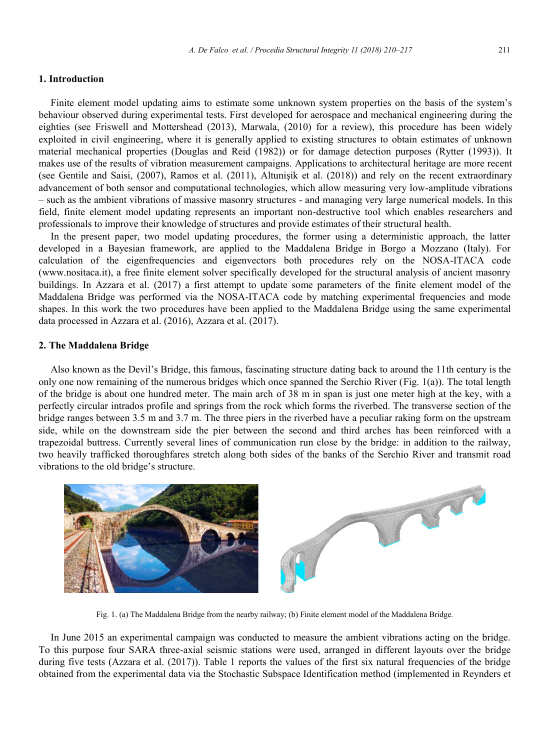## 1. Introduction

Finite element model updating aims to estimate some unknown system properties on the basis of the system's behaviour observed during experimental tests. First developed for aerospace and mechanical engineering during the eighties (see Friswell and Mottershead (2013), Marwala, (2010) for a review), this procedure has been widely exploited in civil engineering, where it is generally applied to existing structures to obtain estimates of unknown material mechanical properties (Douglas and Reid (1982)) or for damage detection purposes (Rytter (1993)). It makes use of the results of vibration measurement campaigns. Applications to architectural heritage are more recent (see Gentile and Saisi, (2007), Ramos et al. (2011), Altunişik et al. (2018)) and rely on the recent extraordinary advancement of both sensor and computational technologies, which allow measuring very low-amplitude vibrations – such as the ambient vibrations of massive masonry structures - and managing very large numerical models. In this field, finite element model updating represents an important non-destructive tool which enables researchers and professionals to improve their knowledge of structures and provide estimates of their structural health.

In the present paper, two model updating procedures, the former using a deterministic approach, the latter developed in a Bayesian framework, are applied to the Maddalena Bridge in Borgo a Mozzano (Italy). For calculation of the eigenfrequencies and eigenvectors both procedures rely on the NOSA-ITACA code (www.nositaca.it), a free finite element solver specifically developed for the structural analysis of ancient masonry buildings. In Azzara et al. (2017) a first attempt to update some parameters of the finite element model of the Maddalena Bridge was performed via the NOSA-ITACA code by matching experimental frequencies and mode shapes. In this work the two procedures have been applied to the Maddalena Bridge using the same experimental data processed in Azzara et al. (2016), Azzara et al. (2017).

## 2. The Maddalena Bridge

Also known as the Devil's Bridge, this famous, fascinating structure dating back to around the 11th century is the only one now remaining of the numerous bridges which once spanned the Serchio River (Fig. 1(a)). The total length of the bridge is about one hundred meter. The main arch of 38 m in span is just one meter high at the key, with a perfectly circular intrados profile and springs from the rock which forms the riverbed. The transverse section of the bridge ranges between 3.5 m and 3.7 m. The three piers in the riverbed have a peculiar raking form on the upstream side, while on the downstream side the pier between the second and third arches has been reinforced with a trapezoidal buttress. Currently several lines of communication run close by the bridge: in addition to the railway, two heavily trafficked thoroughfares stretch along both sides of the banks of the Serchio River and transmit road vibrations to the old bridge's structure.

Fig. 1. (a) The Maddalena Bridge from the nearby railway; (b) Finite element model of the Maddalena Bridge.

In June 2015 an experimental campaign was conducted to measure the ambient vibrations acting on the bridge. To this purpose four SARA three-axial seismic stations were used, arranged in different layouts over the bridge during five tests (Azzara et al. (2017)). Table 1 reports the values of the first six natural frequencies of the bridge obtained from the experimental data via the Stochastic Subspace Identification method (implemented in Reynders et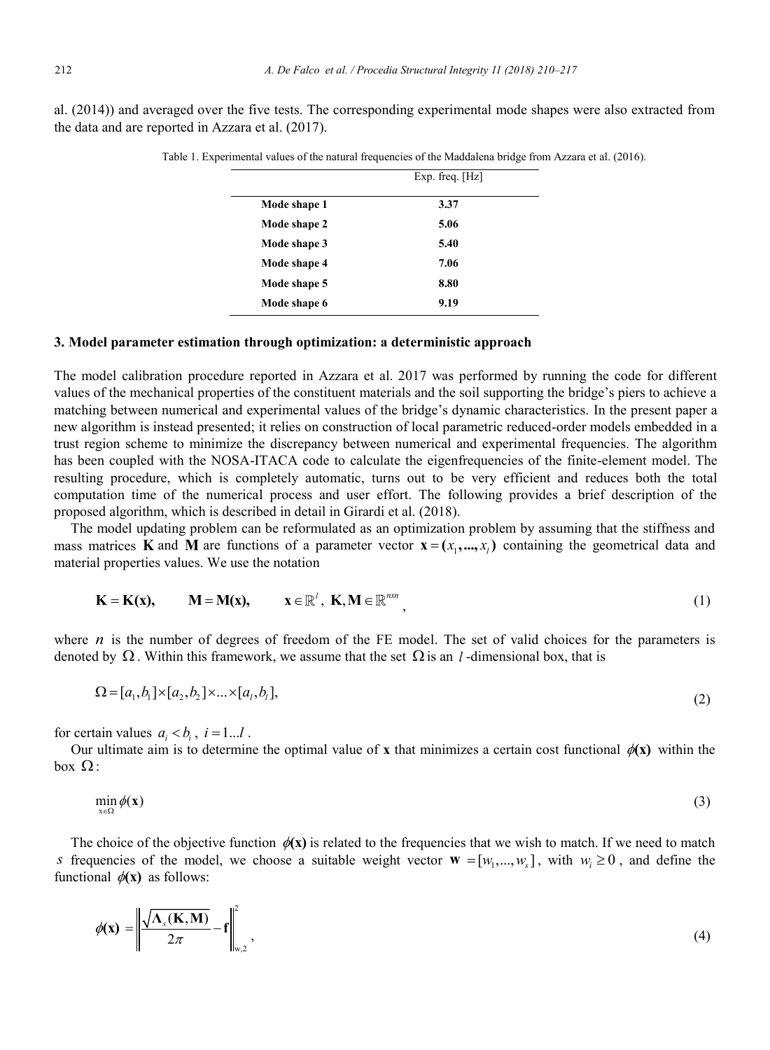al. (2014)) and averaged over the five tests. The corresponding experimental mode shapes were also extracted from the data and are reported in Azzara et al. (2017).

Table 1. Experimental values of the natural frequencies of the Maddalena bridge from Azzara et al. (2016).

| | Exp. freq. [Hz] |
|---|---|
| **Mode shape 1** | **3.37** |
| **Mode shape 2** | **5.06** |
| **Mode shape 3** | **5.40** |
| **Mode shape 4** | **7.06** |
| **Mode shape 5** | **8.80** |
| **Mode shape 6** | **9.19** |

### 3. Model parameter estimation through optimization: a deterministic approach

The model calibration procedure reported in Azzara et al. 2017 was performed by running the code for different values of the mechanical properties of the constituent materials and the soil supporting the bridge's piers to achieve a matching between numerical and experimental values of the bridge's dynamic characteristics. In the present paper a new algorithm is instead presented; it relies on construction of local parametric reduced-order models embedded in a trust region scheme to minimize the discrepancy between numerical and experimental frequencies. The algorithm has been coupled with the NOSA-ITACA code to calculate the eigenfrequencies of the finite-element model. The resulting procedure, which is completely automatic, turns out to be very efficient and reduces both the total computation time of the numerical process and user effort. The following provides a brief description of the proposed algorithm, which is described in detail in Girardi et al. (2018).

The model updating problem can be reformulated as an optimization problem by assuming that the stiffness and mass matrices $\mathbf{K}$ and $\mathbf{M}$ are functions of a parameter vector $\mathbf{x} = (x_1, ..., x_l)$ containing the geometrical data and material properties values. We use the notation

$$\mathbf{K} = \mathbf{K}(\mathbf{x}), \qquad \mathbf{M} = \mathbf{M}(\mathbf{x}), \qquad \mathbf{x} \in \mathbb{R}^l, \ \mathbf{K}, \mathbf{M} \in \mathbb{R}^{nxn}, \tag{1}$$

where $n$ is the number of degrees of freedom of the FE model. The set of valid choices for the parameters is denoted by $\Omega$. Within this framework, we assume that the set $\Omega$ is an $l$-dimensional box, that is

$$\Omega = [a_1, b_1] \times [a_2, b_2] \times ... \times [a_l, b_l], \tag{2}$$

for certain values $a_i < b_i$, $i = 1...l$.

Our ultimate aim is to determine the optimal value of **x** that minimizes a certain cost functional $\phi(\mathbf{x})$ within the box $\Omega$:

$$\min_{\mathbf{x} \in \Omega} \phi(\mathbf{x}) \tag{3}$$

The choice of the objective function $\phi(\mathbf{x})$ is related to the frequencies that we wish to match. If we need to match $s$ frequencies of the model, we choose a suitable weight vector $\mathbf{w} = [w_1, ..., w_s]$, with $w_i \geq 0$, and define the functional $\phi(\mathbf{x})$ as follows:

$$\phi(\mathbf{x}) = \left\| \frac{\sqrt{\Lambda_s(\mathbf{K}, \mathbf{M})}}{2\pi} - \mathbf{f} \right\|_{\mathrm{w},2}^2, \tag{4}$$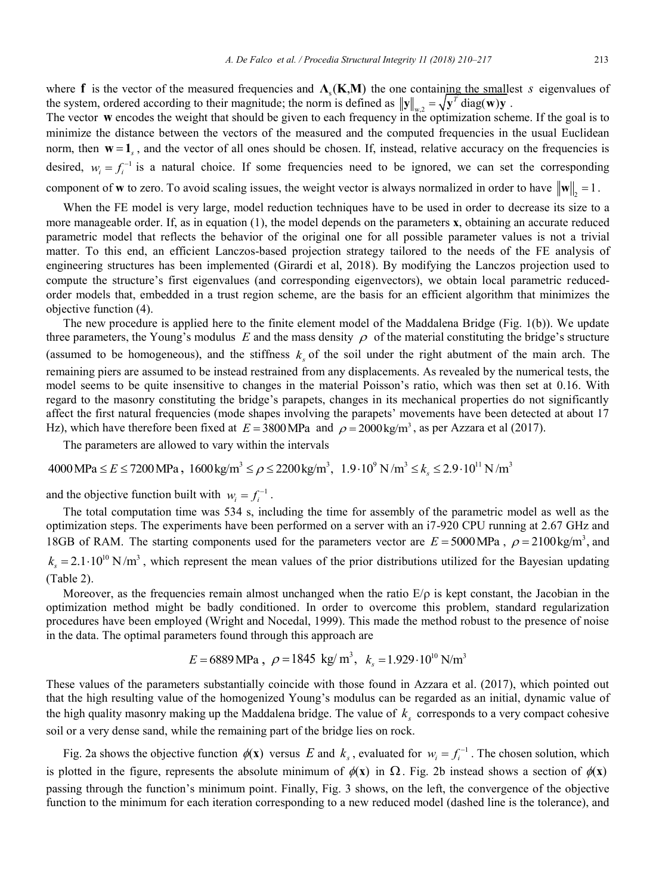where $\mathbf{f}$ is the vector of the measured frequencies and $\mathbf{\Lambda}_s(\mathbf{K},\mathbf{M})$ the one containing the smallest $s$ eigenvalues of the system, ordered according to their magnitude; the norm is defined as $\|\mathbf{y}\|_{w,2} = \sqrt{\mathbf{y}^T \operatorname{diag}(\mathbf{w})\mathbf{y}}$.

The vector $\mathbf{w}$ encodes the weight that should be given to each frequency in the optimization scheme. If the goal is to minimize the distance between the vectors of the measured and the computed frequencies in the usual Euclidean norm, then $\mathbf{w} = \mathbf{1}_s$, and the vector of all ones should be chosen. If, instead, relative accuracy on the frequencies is desired, $w_i = f_i^{-1}$ is a natural choice. If some frequencies need to be ignored, we can set the corresponding component of $\mathbf{w}$ to zero. To avoid scaling issues, the weight vector is always normalized in order to have $\|\mathbf{w}\|_2 = 1$.

When the FE model is very large, model reduction techniques have to be used in order to decrease its size to a more manageable order. If, as in equation (1), the model depends on the parameters $\mathbf{x}$, obtaining an accurate reduced parametric model that reflects the behavior of the original one for all possible parameter values is not a trivial matter. To this end, an efficient Lanczos-based projection strategy tailored to the needs of the FE analysis of engineering structures has been implemented (Girardi et al, 2018). By modifying the Lanczos projection used to compute the structure's first eigenvalues (and corresponding eigenvectors), we obtain local parametric reduced-order models that, embedded in a trust region scheme, are the basis for an efficient algorithm that minimizes the objective function (4).

The new procedure is applied here to the finite element model of the Maddalena Bridge (Fig. 1(b)). We update three parameters, the Young's modulus $E$ and the mass density $\rho$ of the material constituting the bridge's structure (assumed to be homogeneous), and the stiffness $k_s$ of the soil under the right abutment of the main arch. The remaining piers are assumed to be instead restrained from any displacements. As revealed by the numerical tests, the model seems to be quite insensitive to changes in the material Poisson's ratio, which was then set at 0.16. With regard to the masonry constituting the bridge's parapets, changes in its mechanical properties do not significantly affect the first natural frequencies (mode shapes involving the parapets' movements have been detected at about 17 Hz), which have therefore been fixed at $E = 3800\,\text{MPa}$ and $\rho = 2000\,\text{kg/m}^3$, as per Azzara et al (2017).

The parameters are allowed to vary within the intervals

$$4000\,\text{MPa} \le E \le 7200\,\text{MPa}\,,\; 1600\,\text{kg/m}^3 \le \rho \le 2200\,\text{kg/m}^3,\;\; 1.9\cdot 10^9\,\text{N/m}^3 \le k_s \le 2.9\cdot 10^{11}\,\text{N/m}^3$$

and the objective function built with $w_i = f_i^{-1}$.

The total computation time was 534 s, including the time for assembly of the parametric model as well as the optimization steps. The experiments have been performed on a server with an i7-920 CPU running at 2.67 GHz and 18GB of RAM. The starting components used for the parameters vector are $E = 5000\,\text{MPa}$, $\rho = 2100\,\text{kg/m}^3$, and $k_s = 2.1\cdot 10^{10}\,\text{N/m}^3$, which represent the mean values of the prior distributions utilized for the Bayesian updating (Table 2).

Moreover, as the frequencies remain almost unchanged when the ratio E/ρ is kept constant, the Jacobian in the optimization method might be badly conditioned. In order to overcome this problem, standard regularization procedures have been employed (Wright and Nocedal, 1999). This made the method robust to the presence of noise in the data. The optimal parameters found through this approach are

$$E = 6889\,\text{MPa}\,,\;\; \rho = 1845\;\,\text{kg/m}^3,\;\; k_s = 1.929\cdot 10^{10}\,\text{N/m}^3$$

These values of the parameters substantially coincide with those found in Azzara et al. (2017), which pointed out that the high resulting value of the homogenized Young's modulus can be regarded as an initial, dynamic value of the high quality masonry making up the Maddalena bridge. The value of $k_s$ corresponds to a very compact cohesive soil or a very dense sand, while the remaining part of the bridge lies on rock.

Fig. 2a shows the objective function $\phi(\mathbf{x})$ versus $E$ and $k_s$, evaluated for $w_i = f_i^{-1}$. The chosen solution, which is plotted in the figure, represents the absolute minimum of $\phi(\mathbf{x})$ in $\Omega$. Fig. 2b instead shows a section of $\phi(\mathbf{x})$ passing through the function's minimum point. Finally, Fig. 3 shows, on the left, the convergence of the objective function to the minimum for each iteration corresponding to a new reduced model (dashed line is the tolerance), and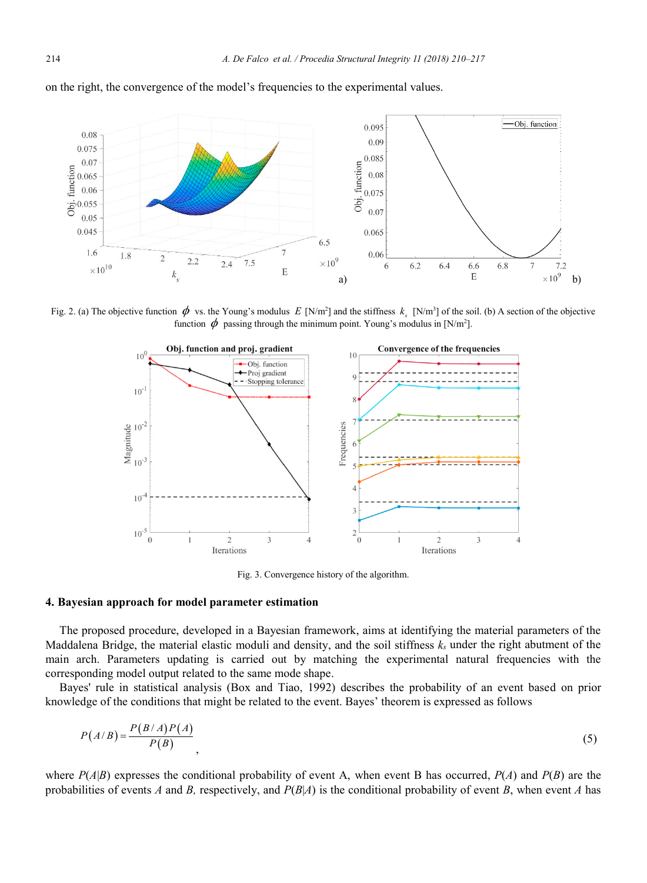on the right, the convergence of the model's frequencies to the experimental values.

Fig. 2. (a) The objective function $\phi$ vs. the Young's modulus $E$ [N/m²] and the stiffness $k_s$ [N/m³] of the soil. (b) A section of the objective function $\phi$ passing through the minimum point. Young's modulus in [N/m²].

Fig. 3. Convergence history of the algorithm.

## 4. Bayesian approach for model parameter estimation

The proposed procedure, developed in a Bayesian framework, aims at identifying the material parameters of the Maddalena Bridge, the material elastic moduli and density, and the soil stiffness $k_s$ under the right abutment of the main arch. Parameters updating is carried out by matching the experimental natural frequencies with the corresponding model output related to the same mode shape.

Bayes' rule in statistical analysis (Box and Tiao, 1992) describes the probability of an event based on prior knowledge of the conditions that might be related to the event. Bayes' theorem is expressed as follows

$$P(A/B) = \frac{P(B/A)P(A)}{P(B)} , \tag{5}$$

where $P(A|B)$ expresses the conditional probability of event A, when event B has occurred, $P(A)$ and $P(B)$ are the probabilities of events $A$ and $B$, respectively, and $P(B|A)$ is the conditional probability of event $B$, when event $A$ has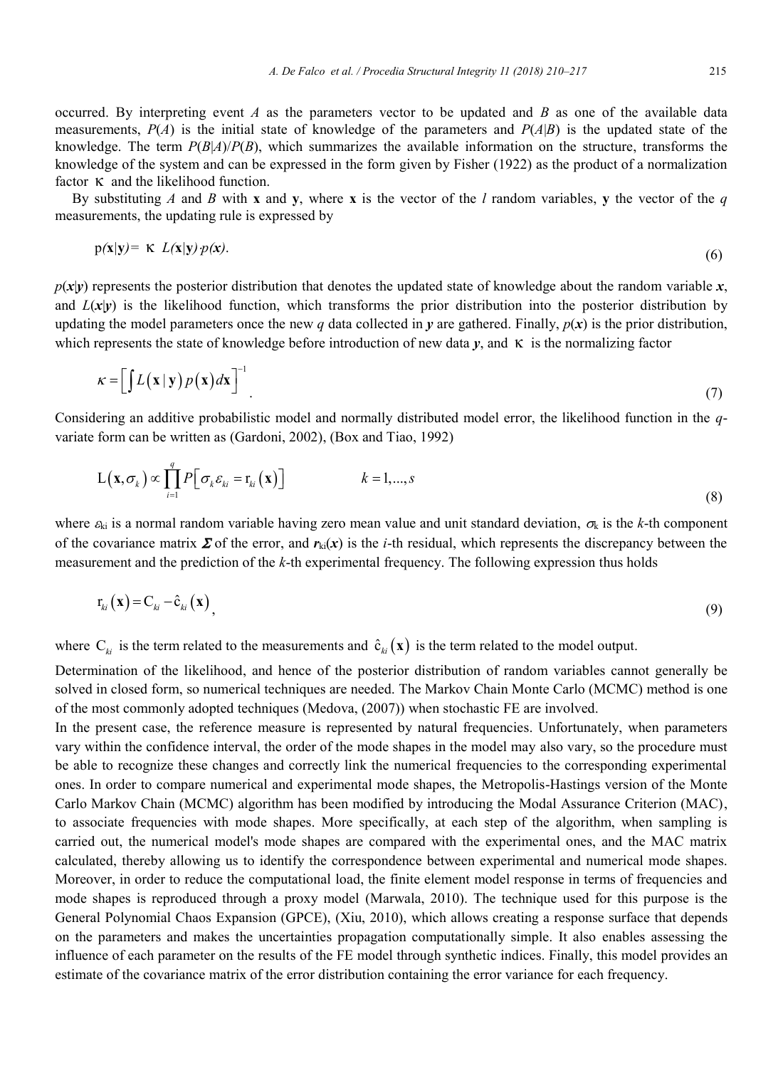occurred. By interpreting event $A$ as the parameters vector to be updated and $B$ as one of the available data measurements, $P(A)$ is the initial state of knowledge of the parameters and $P(A|B)$ is the updated state of the knowledge. The term $P(B|A)/P(B)$, which summarizes the available information on the structure, transforms the knowledge of the system and can be expressed in the form given by Fisher (1922) as the product of a normalization factor $\kappa$ and the likelihood function.

By substituting $A$ and $B$ with $\mathbf{x}$ and $\mathbf{y}$, where $\mathbf{x}$ is the vector of the $l$ random variables, $\mathbf{y}$ the vector of the $q$ measurements, the updating rule is expressed by

$$
p(\mathbf{x}|\mathbf{y}) = \kappa \; L(\mathbf{x}|\mathbf{y}) \cdot p(\mathbf{x}). \tag{6}
$$

$p(\boldsymbol{x}|\boldsymbol{y})$ represents the posterior distribution that denotes the updated state of knowledge about the random variable $\boldsymbol{x}$, and $L(\boldsymbol{x}|\boldsymbol{y})$ is the likelihood function, which transforms the prior distribution into the posterior distribution by updating the model parameters once the new $q$ data collected in $\boldsymbol{y}$ are gathered. Finally, $p(\boldsymbol{x})$ is the prior distribution, which represents the state of knowledge before introduction of new data $\boldsymbol{y}$, and $\kappa$ is the normalizing factor

$$
\kappa = \left[ \int L(\mathbf{x}\,|\,\mathbf{y})\, p(\mathbf{x})\, d\mathbf{x} \right]^{-1}. \tag{7}
$$

Considering an additive probabilistic model and normally distributed model error, the likelihood function in the $q$-variate form can be written as (Gardoni, 2002), (Box and Tiao, 1992)

$$
\mathrm{L}(\mathbf{x}, \sigma_k) \propto \prod_{i=1}^{q} P\left[ \sigma_k \varepsilon_{ki} = \mathrm{r}_{ki}(\mathbf{x}) \right] \qquad k = 1, \ldots, s \tag{8}
$$

where $\varepsilon_{ki}$ is a normal random variable having zero mean value and unit standard deviation, $\sigma_k$ is the $k$-th component of the covariance matrix $\boldsymbol{\Sigma}$ of the error, and $\boldsymbol{r}_{ki}(\boldsymbol{x})$ is the $i$-th residual, which represents the discrepancy between the measurement and the prediction of the $k$-th experimental frequency. The following expression thus holds

$$
\mathrm{r}_{ki}(\mathbf{x}) = \mathrm{C}_{ki} - \hat{\mathrm{c}}_{ki}(\mathbf{x}), \tag{9}
$$

where $\mathrm{C}_{ki}$ is the term related to the measurements and $\hat{\mathrm{c}}_{ki}(\mathbf{x})$ is the term related to the model output.

Determination of the likelihood, and hence of the posterior distribution of random variables cannot generally be solved in closed form, so numerical techniques are needed. The Markov Chain Monte Carlo (MCMC) method is one of the most commonly adopted techniques (Medova, (2007)) when stochastic FE are involved.

In the present case, the reference measure is represented by natural frequencies. Unfortunately, when parameters vary within the confidence interval, the order of the mode shapes in the model may also vary, so the procedure must be able to recognize these changes and correctly link the numerical frequencies to the corresponding experimental ones. In order to compare numerical and experimental mode shapes, the Metropolis-Hastings version of the Monte Carlo Markov Chain (MCMC) algorithm has been modified by introducing the Modal Assurance Criterion (MAC), to associate frequencies with mode shapes. More specifically, at each step of the algorithm, when sampling is carried out, the numerical model's mode shapes are compared with the experimental ones, and the MAC matrix calculated, thereby allowing us to identify the correspondence between experimental and numerical mode shapes. Moreover, in order to reduce the computational load, the finite element model response in terms of frequencies and mode shapes is reproduced through a proxy model (Marwala, 2010). The technique used for this purpose is the General Polynomial Chaos Expansion (GPCE), (Xiu, 2010), which allows creating a response surface that depends on the parameters and makes the uncertainties propagation computationally simple. It also enables assessing the influence of each parameter on the results of the FE model through synthetic indices. Finally, this model provides an estimate of the covariance matrix of the error distribution containing the error variance for each frequency.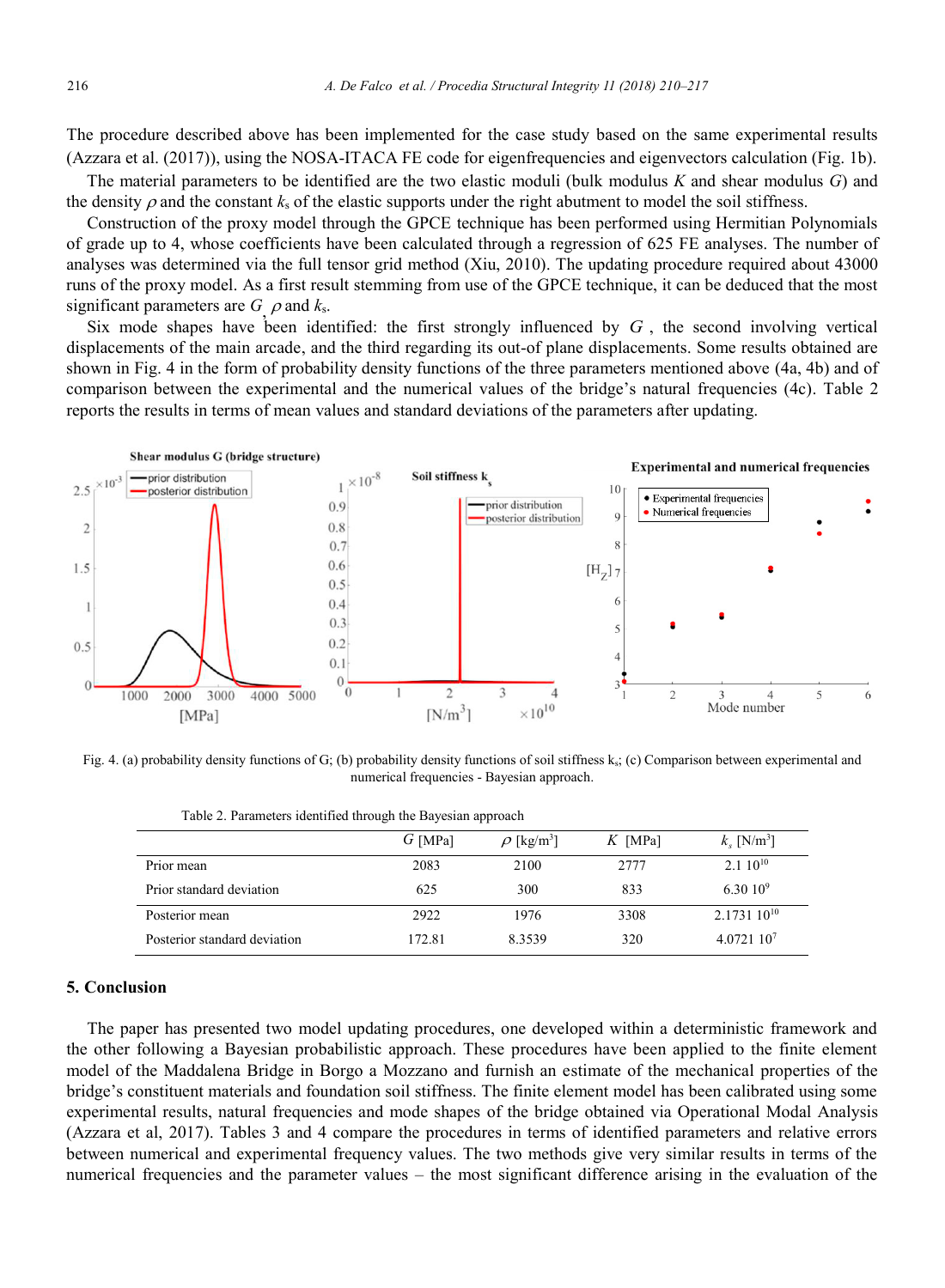The procedure described above has been implemented for the case study based on the same experimental results (Azzara et al. (2017)), using the NOSA-ITACA FE code for eigenfrequencies and eigenvectors calculation (Fig. 1b).

The material parameters to be identified are the two elastic moduli (bulk modulus $K$ and shear modulus $G$) and the density $\rho$ and the constant $k_s$ of the elastic supports under the right abutment to model the soil stiffness.

Construction of the proxy model through the GPCE technique has been performed using Hermitian Polynomials of grade up to 4, whose coefficients have been calculated through a regression of 625 FE analyses. The number of analyses was determined via the full tensor grid method (Xiu, 2010). The updating procedure required about 43000 runs of the proxy model. As a first result stemming from use of the GPCE technique, it can be deduced that the most significant parameters are $G$, $\rho$ and $k_s$.

Six mode shapes have been identified: the first strongly influenced by $G$, the second involving vertical displacements of the main arcade, and the third regarding its out-of plane displacements. Some results obtained are shown in Fig. 4 in the form of probability density functions of the three parameters mentioned above (4a, 4b) and of comparison between the experimental and the numerical values of the bridge's natural frequencies (4c). Table 2 reports the results in terms of mean values and standard deviations of the parameters after updating.

Fig. 4. (a) probability density functions of G; (b) probability density functions of soil stiffness $k_s$; (c) Comparison between experimental and numerical frequencies - Bayesian approach.

Table 2. Parameters identified through the Bayesian approach

| | $G$ [MPa] | $\rho$ [kg/m$^3$] | $K$ [MPa] | $k_s$ [N/m$^3$] |
|---|---|---|---|---|
| Prior mean | 2083 | 2100 | 2777 | 2.1 $10^{10}$ |
| Prior standard deviation | 625 | 300 | 833 | 6.30 $10^{9}$ |
| Posterior mean | 2922 | 1976 | 3308 | 2.1731 $10^{10}$ |
| Posterior standard deviation | 172.81 | 8.3539 | 320 | 4.0721 $10^{7}$ |

## 5. Conclusion

The paper has presented two model updating procedures, one developed within a deterministic framework and the other following a Bayesian probabilistic approach. These procedures have been applied to the finite element model of the Maddalena Bridge in Borgo a Mozzano and furnish an estimate of the mechanical properties of the bridge's constituent materials and foundation soil stiffness. The finite element model has been calibrated using some experimental results, natural frequencies and mode shapes of the bridge obtained via Operational Modal Analysis (Azzara et al, 2017). Tables 3 and 4 compare the procedures in terms of identified parameters and relative errors between numerical and experimental frequency values. The two methods give very similar results in terms of the numerical frequencies and the parameter values – the most significant difference arising in the evaluation of the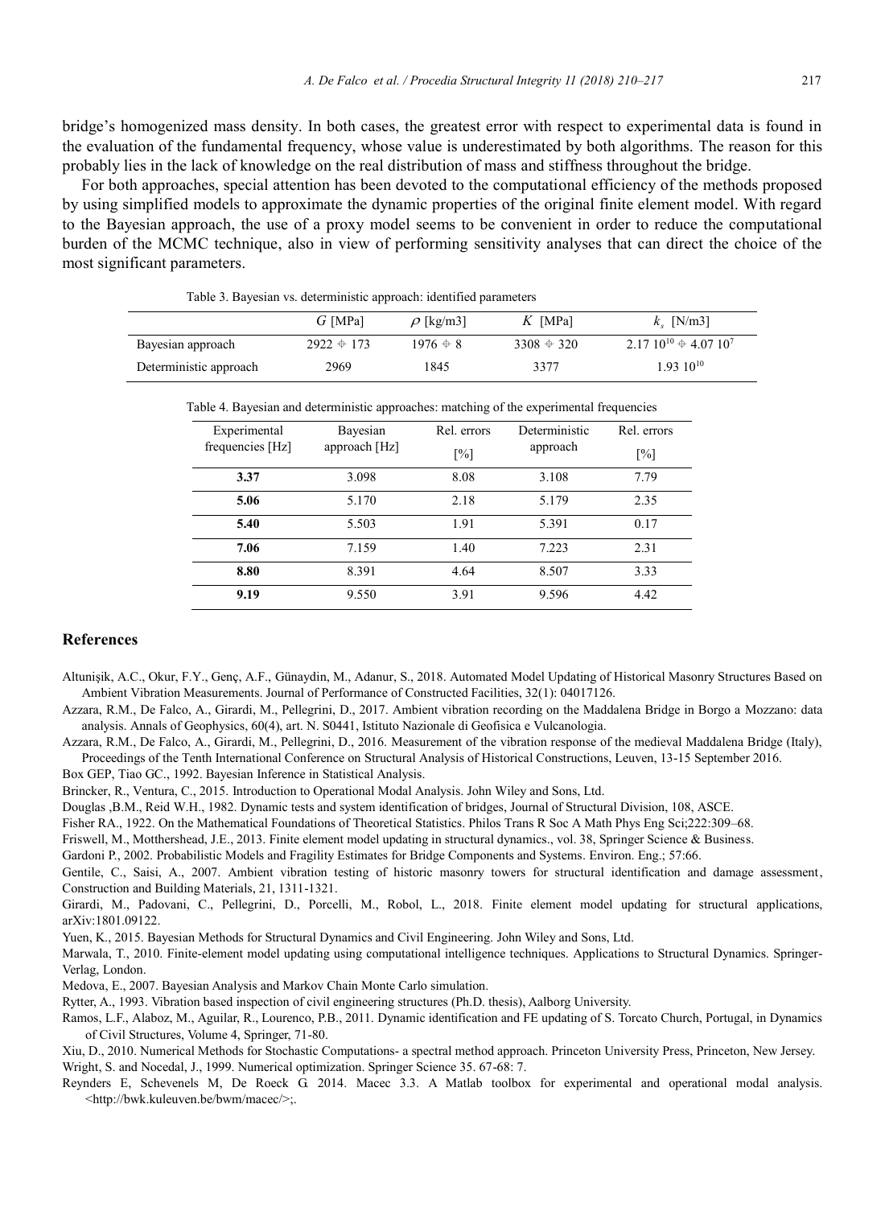bridge's homogenized mass density. In both cases, the greatest error with respect to experimental data is found in the evaluation of the fundamental frequency, whose value is underestimated by both algorithms. The reason for this probably lies in the lack of knowledge on the real distribution of mass and stiffness throughout the bridge.

For both approaches, special attention has been devoted to the computational efficiency of the methods proposed by using simplified models to approximate the dynamic properties of the original finite element model. With regard to the Bayesian approach, the use of a proxy model seems to be convenient in order to reduce the computational burden of the MCMC technique, also in view of performing sensitivity analyses that can direct the choice of the most significant parameters.

Table 3. Bayesian vs. deterministic approach: identified parameters

| | $G$ [MPa] | $\rho$ [kg/m3] | $K$ [MPa] | $k_s$ [N/m3] |
|---|---|---|---|---|
| Bayesian approach | $2922 \pm 173$ | $1976 \pm 8$ | $3308 \pm 320$ | $2.17\ 10^{10} \pm 4.07\ 10^{7}$ |
| Deterministic approach | 2969 | 1845 | 3377 | $1.93\ 10^{10}$ |

Table 4. Bayesian and deterministic approaches: matching of the experimental frequencies

| Experimental frequencies [Hz] | Bayesian approach [Hz] | Rel. errors [%] | Deterministic approach | Rel. errors [%] |
|---|---|---|---|---|
| **3.37** | 3.098 | 8.08 | 3.108 | 7.79 |
| **5.06** | 5.170 | 2.18 | 5.179 | 2.35 |
| **5.40** | 5.503 | 1.91 | 5.391 | 0.17 |
| **7.06** | 7.159 | 1.40 | 7.223 | 2.31 |
| **8.80** | 8.391 | 4.64 | 8.507 | 3.33 |
| **9.19** | 9.550 | 3.91 | 9.596 | 4.42 |

## References

Altunişik, A.C., Okur, F.Y., Genç, A.F., Günaydin, M., Adanur, S., 2018. Automated Model Updating of Historical Masonry Structures Based on Ambient Vibration Measurements. Journal of Performance of Constructed Facilities, 32(1): 04017126.

Azzara, R.M., De Falco, A., Girardi, M., Pellegrini, D., 2017. Ambient vibration recording on the Maddalena Bridge in Borgo a Mozzano: data analysis. Annals of Geophysics, 60(4), art. N. S0441, Istituto Nazionale di Geofisica e Vulcanologia.

Azzara, R.M., De Falco, A., Girardi, M., Pellegrini, D., 2016. Measurement of the vibration response of the medieval Maddalena Bridge (Italy), Proceedings of the Tenth International Conference on Structural Analysis of Historical Constructions, Leuven, 13-15 September 2016.

Box GEP, Tiao GC., 1992. Bayesian Inference in Statistical Analysis.

Brincker, R., Ventura, C., 2015. Introduction to Operational Modal Analysis. John Wiley and Sons, Ltd.

Douglas ,B.M., Reid W.H., 1982. Dynamic tests and system identification of bridges, Journal of Structural Division, 108, ASCE.

Fisher RA., 1922. On the Mathematical Foundations of Theoretical Statistics. Philos Trans R Soc A Math Phys Eng Sci;222:309–68.

Friswell, M., Motthershead, J.E., 2013. Finite element model updating in structural dynamics., vol. 38, Springer Science & Business.

Gardoni P., 2002. Probabilistic Models and Fragility Estimates for Bridge Components and Systems. Environ. Eng.; 57:66.

Gentile, C., Saisi, A., 2007. Ambient vibration testing of historic masonry towers for structural identification and damage assessment, Construction and Building Materials, 21, 1311-1321.

Girardi, M., Padovani, C., Pellegrini, D., Porcelli, M., Robol, L., 2018. Finite element model updating for structural applications, arXiv:1801.09122.

Yuen, K., 2015. Bayesian Methods for Structural Dynamics and Civil Engineering. John Wiley and Sons, Ltd.

Marwala, T., 2010. Finite-element model updating using computational intelligence techniques. Applications to Structural Dynamics. Springer-Verlag, London.

Medova, E., 2007. Bayesian Analysis and Markov Chain Monte Carlo simulation.

Rytter, A., 1993. Vibration based inspection of civil engineering structures (Ph.D. thesis), Aalborg University.

Ramos, L.F., Alaboz, M., Aguilar, R., Lourenco, P.B., 2011. Dynamic identification and FE updating of S. Torcato Church, Portugal, in Dynamics of Civil Structures, Volume 4, Springer, 71-80.

Xiu, D., 2010. Numerical Methods for Stochastic Computations- a spectral method approach. Princeton University Press, Princeton, New Jersey.

Wright, S. and Nocedal, J., 1999. Numerical optimization. Springer Science 35. 67-68: 7.

Reynders E, Schevenels M, De Roeck G. 2014. Macec 3.3. A Matlab toolbox for experimental and operational modal analysis. <http://bwk.kuleuven.be/bwm/macec/>;.